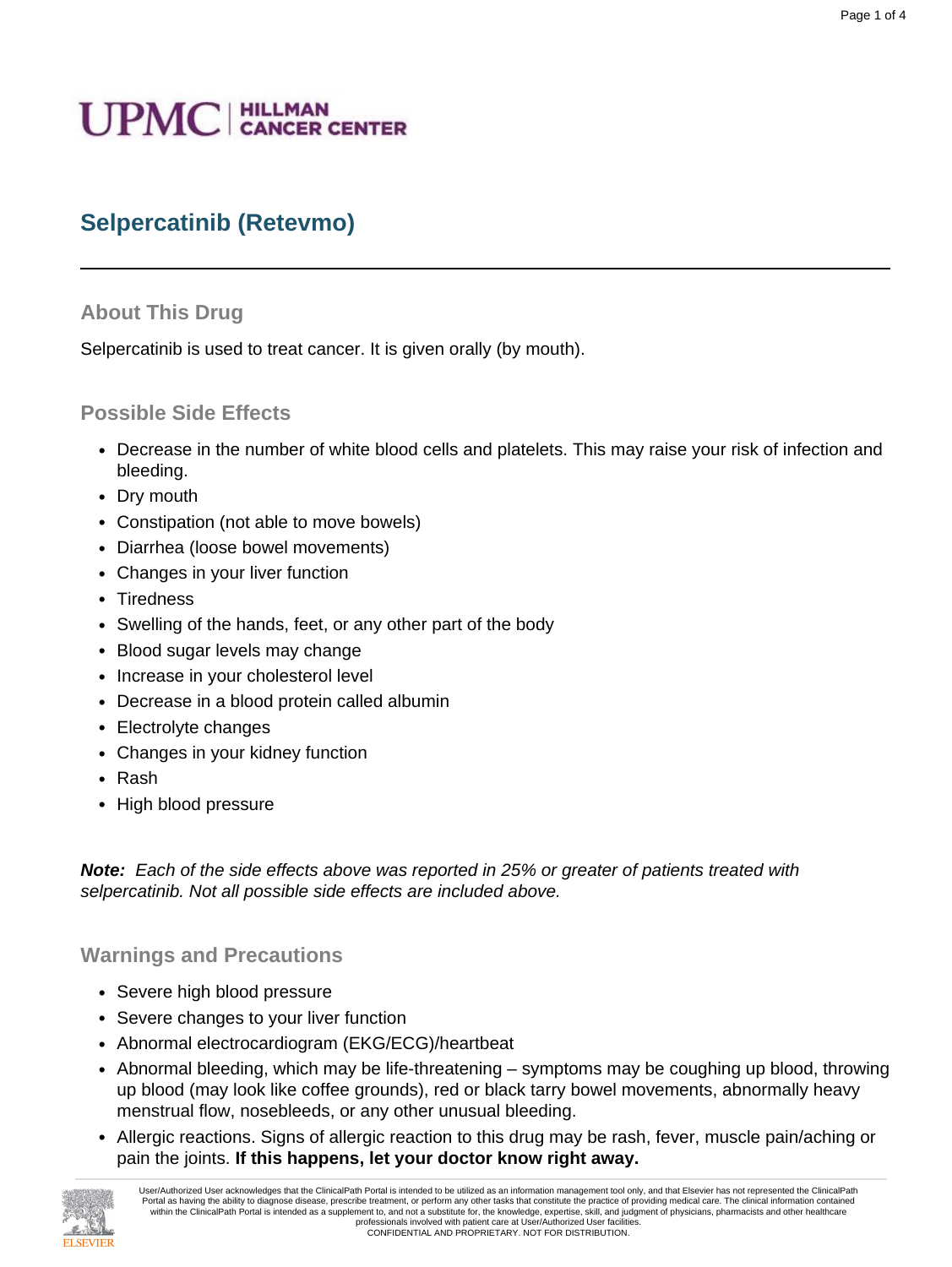# Selpercatinib (Retevmo)

## About This Drug

Selpercatinib is used to treat cancer. It is given orally (by mouth).

## Possible Side Effects

- Decrease in the number of white blood cells and platelets. This may raise your risk of infection and bleeding.
- Dry mouth
- Constipation (not able to move bowels)
- Diarrhea (loose bowel movements)
- Changes in your liver function
- Tiredness
- Swelling of the hands, feet, or any other part of the body
- Blood sugar levels may change
- Increase in your cholesterol level
- Decrease in a blood protein called albumin
- Electrolyte changes
- Changes in your kidney function
- Rash
- High blood pressure

***Note:*** *Each of the side effects above was reported in 25% or greater of patients treated with selpercatinib. Not all possible side effects are included above.*

## Warnings and Precautions

- Severe high blood pressure
- Severe changes to your liver function
- Abnormal electrocardiogram (EKG/ECG)/heartbeat
- Abnormal bleeding, which may be life-threatening – symptoms may be coughing up blood, throwing up blood (may look like coffee grounds), red or black tarry bowel movements, abnormally heavy menstrual flow, nosebleeds, or any other unusual bleeding.
- Allergic reactions. Signs of allergic reaction to this drug may be rash, fever, muscle pain/aching or pain the joints. **If this happens, let your doctor know right away.**

User/Authorized User acknowledges that the ClinicalPath Portal is intended to be utilized as an information management tool only, and that Elsevier has not represented the ClinicalPath Portal as having the ability to diagnose disease, prescribe treatment, or perform any other tasks that constitute the practice of providing medical care. The clinical information contained within the ClinicalPath Portal is intended as a supplement to, and not a substitute for, the knowledge, expertise, skill, and judgment of physicians, pharmacists and other healthcare professionals involved with patient care at User/Authorized User facilities.
CONFIDENTIAL AND PROPRIETARY. NOT FOR DISTRIBUTION.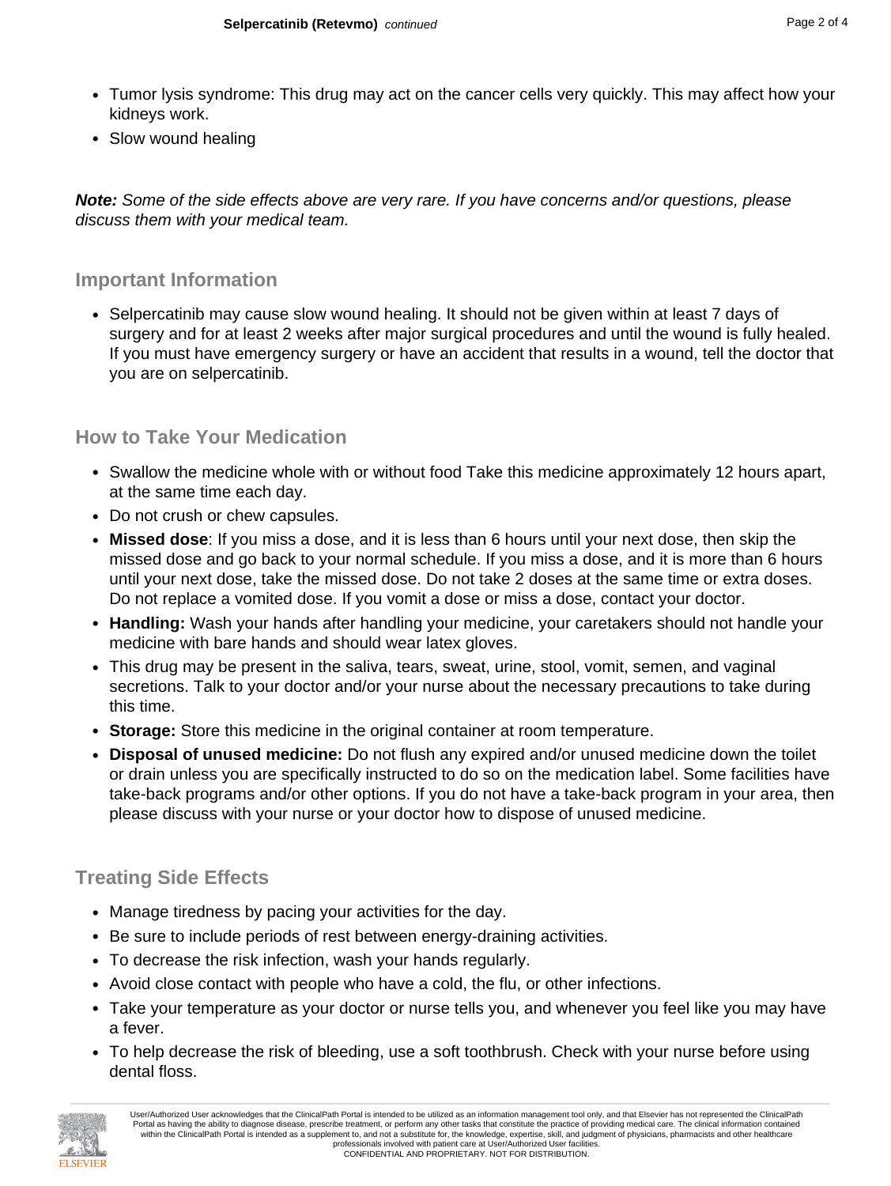- Tumor lysis syndrome: This drug may act on the cancer cells very quickly. This may affect how your kidneys work.
- Slow wound healing

***Note:*** *Some of the side effects above are very rare. If you have concerns and/or questions, please discuss them with your medical team.*

## Important Information

- Selpercatinib may cause slow wound healing. It should not be given within at least 7 days of surgery and for at least 2 weeks after major surgical procedures and until the wound is fully healed. If you must have emergency surgery or have an accident that results in a wound, tell the doctor that you are on selpercatinib.

## How to Take Your Medication

- Swallow the medicine whole with or without food Take this medicine approximately 12 hours apart, at the same time each day.
- Do not crush or chew capsules.
- **Missed dose**: If you miss a dose, and it is less than 6 hours until your next dose, then skip the missed dose and go back to your normal schedule. If you miss a dose, and it is more than 6 hours until your next dose, take the missed dose. Do not take 2 doses at the same time or extra doses. Do not replace a vomited dose. If you vomit a dose or miss a dose, contact your doctor.
- **Handling:** Wash your hands after handling your medicine, your caretakers should not handle your medicine with bare hands and should wear latex gloves.
- This drug may be present in the saliva, tears, sweat, urine, stool, vomit, semen, and vaginal secretions. Talk to your doctor and/or your nurse about the necessary precautions to take during this time.
- **Storage:** Store this medicine in the original container at room temperature.
- **Disposal of unused medicine:** Do not flush any expired and/or unused medicine down the toilet or drain unless you are specifically instructed to do so on the medication label. Some facilities have take-back programs and/or other options. If you do not have a take-back program in your area, then please discuss with your nurse or your doctor how to dispose of unused medicine.

## Treating Side Effects

- Manage tiredness by pacing your activities for the day.
- Be sure to include periods of rest between energy-draining activities.
- To decrease the risk infection, wash your hands regularly.
- Avoid close contact with people who have a cold, the flu, or other infections.
- Take your temperature as your doctor or nurse tells you, and whenever you feel like you may have a fever.
- To help decrease the risk of bleeding, use a soft toothbrush. Check with your nurse before using dental floss.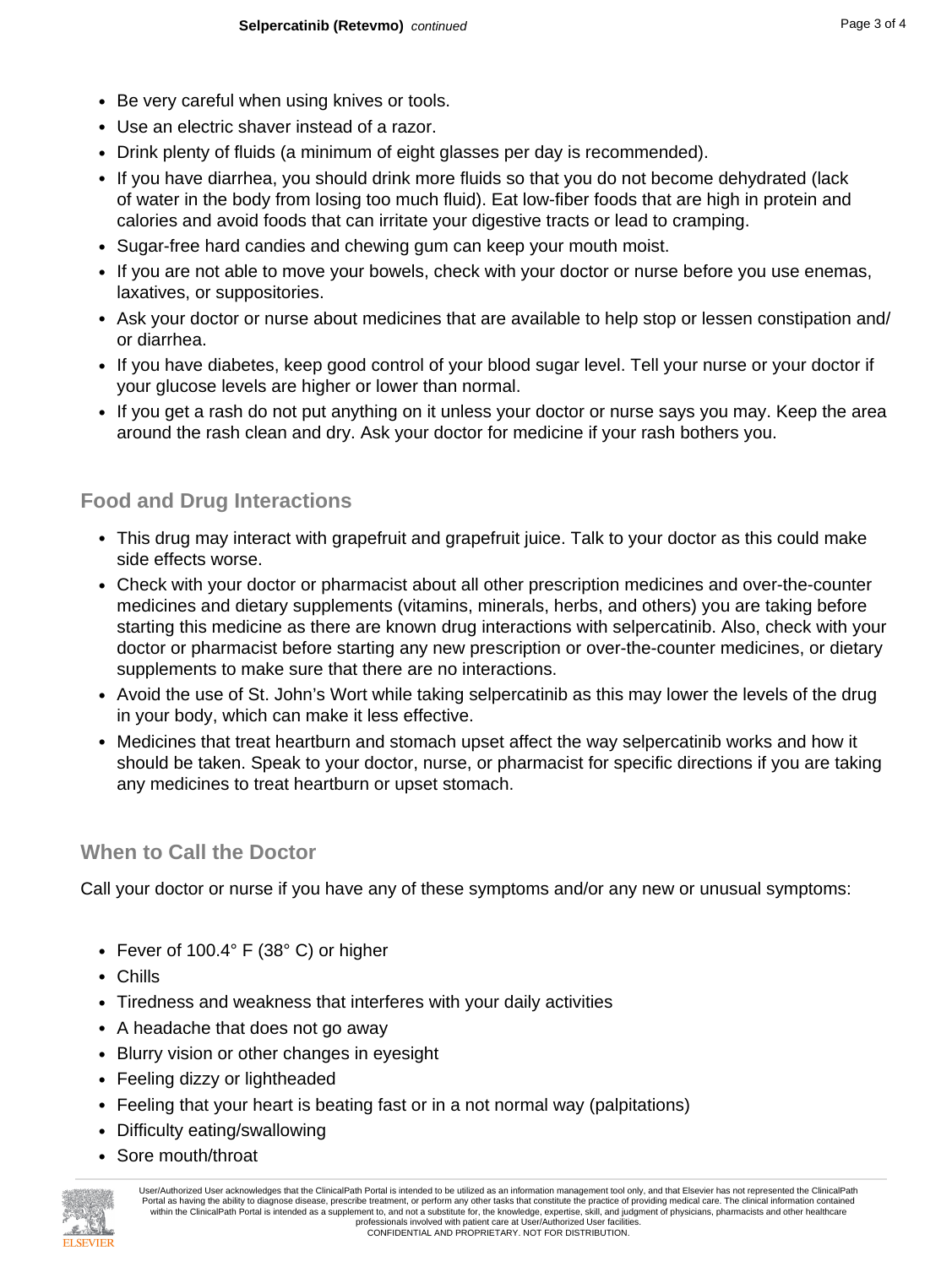- Be very careful when using knives or tools.
- Use an electric shaver instead of a razor.
- Drink plenty of fluids (a minimum of eight glasses per day is recommended).
- If you have diarrhea, you should drink more fluids so that you do not become dehydrated (lack of water in the body from losing too much fluid). Eat low-fiber foods that are high in protein and calories and avoid foods that can irritate your digestive tracts or lead to cramping.
- Sugar-free hard candies and chewing gum can keep your mouth moist.
- If you are not able to move your bowels, check with your doctor or nurse before you use enemas, laxatives, or suppositories.
- Ask your doctor or nurse about medicines that are available to help stop or lessen constipation and/or diarrhea.
- If you have diabetes, keep good control of your blood sugar level. Tell your nurse or your doctor if your glucose levels are higher or lower than normal.
- If you get a rash do not put anything on it unless your doctor or nurse says you may. Keep the area around the rash clean and dry. Ask your doctor for medicine if your rash bothers you.

## Food and Drug Interactions

- This drug may interact with grapefruit and grapefruit juice. Talk to your doctor as this could make side effects worse.
- Check with your doctor or pharmacist about all other prescription medicines and over-the-counter medicines and dietary supplements (vitamins, minerals, herbs, and others) you are taking before starting this medicine as there are known drug interactions with selpercatinib. Also, check with your doctor or pharmacist before starting any new prescription or over-the-counter medicines, or dietary supplements to make sure that there are no interactions.
- Avoid the use of St. John's Wort while taking selpercatinib as this may lower the levels of the drug in your body, which can make it less effective.
- Medicines that treat heartburn and stomach upset affect the way selpercatinib works and how it should be taken. Speak to your doctor, nurse, or pharmacist for specific directions if you are taking any medicines to treat heartburn or upset stomach.

## When to Call the Doctor

Call your doctor or nurse if you have any of these symptoms and/or any new or unusual symptoms:

- Fever of 100.4° F (38° C) or higher
- Chills
- Tiredness and weakness that interferes with your daily activities
- A headache that does not go away
- Blurry vision or other changes in eyesight
- Feeling dizzy or lightheaded
- Feeling that your heart is beating fast or in a not normal way (palpitations)
- Difficulty eating/swallowing
- Sore mouth/throat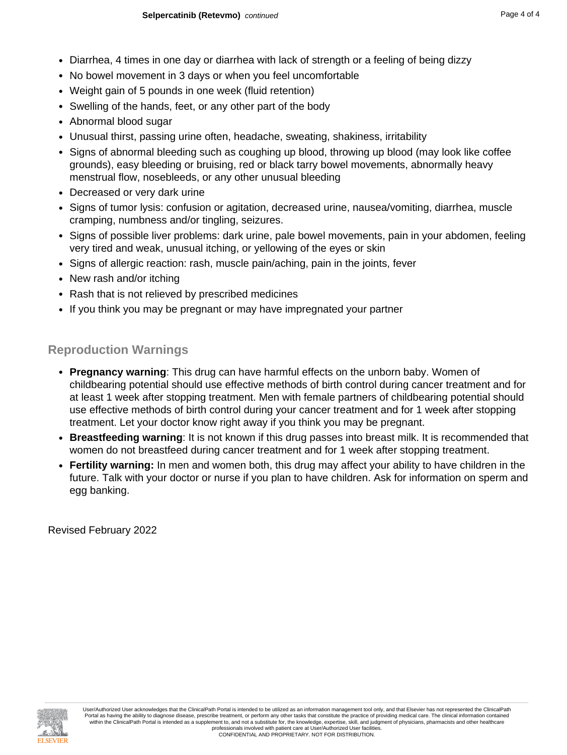- Diarrhea, 4 times in one day or diarrhea with lack of strength or a feeling of being dizzy
- No bowel movement in 3 days or when you feel uncomfortable
- Weight gain of 5 pounds in one week (fluid retention)
- Swelling of the hands, feet, or any other part of the body
- Abnormal blood sugar
- Unusual thirst, passing urine often, headache, sweating, shakiness, irritability
- Signs of abnormal bleeding such as coughing up blood, throwing up blood (may look like coffee grounds), easy bleeding or bruising, red or black tarry bowel movements, abnormally heavy menstrual flow, nosebleeds, or any other unusual bleeding
- Decreased or very dark urine
- Signs of tumor lysis: confusion or agitation, decreased urine, nausea/vomiting, diarrhea, muscle cramping, numbness and/or tingling, seizures.
- Signs of possible liver problems: dark urine, pale bowel movements, pain in your abdomen, feeling very tired and weak, unusual itching, or yellowing of the eyes or skin
- Signs of allergic reaction: rash, muscle pain/aching, pain in the joints, fever
- New rash and/or itching
- Rash that is not relieved by prescribed medicines
- If you think you may be pregnant or may have impregnated your partner

## Reproduction Warnings

- **Pregnancy warning**: This drug can have harmful effects on the unborn baby. Women of childbearing potential should use effective methods of birth control during cancer treatment and for at least 1 week after stopping treatment. Men with female partners of childbearing potential should use effective methods of birth control during your cancer treatment and for 1 week after stopping treatment. Let your doctor know right away if you think you may be pregnant.
- **Breastfeeding warning**: It is not known if this drug passes into breast milk. It is recommended that women do not breastfeed during cancer treatment and for 1 week after stopping treatment.
- **Fertility warning:** In men and women both, this drug may affect your ability to have children in the future. Talk with your doctor or nurse if you plan to have children. Ask for information on sperm and egg banking.

Revised February 2022

User/Authorized User acknowledges that the ClinicalPath Portal is intended to be utilized as an information management tool only, and that Elsevier has not represented the ClinicalPath Portal as having the ability to diagnose disease, prescribe treatment, or perform any other tasks that constitute the practice of providing medical care. The clinical information contained within the ClinicalPath Portal is intended as a supplement to, and not a substitute for, the knowledge, expertise, skill, and judgment of physicians, pharmacists and other healthcare professionals involved with patient care at User/Authorized User facilities.
CONFIDENTIAL AND PROPRIETARY. NOT FOR DISTRIBUTION.